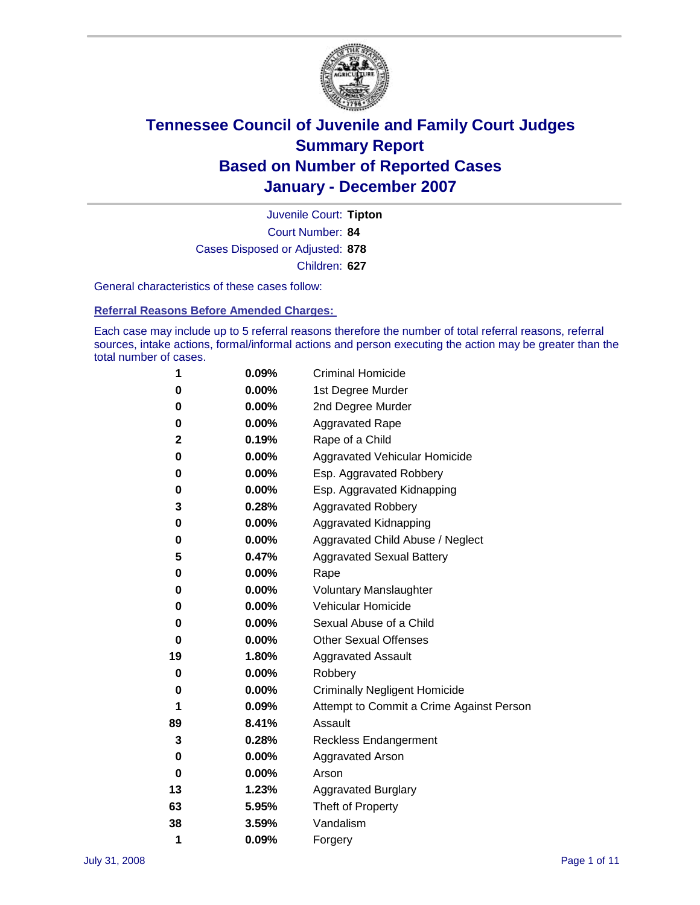# Tennessee Council of Juvenile and Family Court Judges
## Summary Report
## Based on Number of Reported Cases
## January - December 2007

Juvenile Court: **Tipton**
Court Number: **84**
Cases Disposed or Adjusted: **878**
Children: **627**

General characteristics of these cases follow:

### Referral Reasons Before Amended Charges:

Each case may include up to 5 referral reasons therefore the number of total referral reasons, referral sources, intake actions, formal/informal actions and person executing the action may be greater than the total number of cases.

| Count | Percent | Referral Reason |
|---|---|---|
| 1 | 0.09% | Criminal Homicide |
| 0 | 0.00% | 1st Degree Murder |
| 0 | 0.00% | 2nd Degree Murder |
| 0 | 0.00% | Aggravated Rape |
| 2 | 0.19% | Rape of a Child |
| 0 | 0.00% | Aggravated Vehicular Homicide |
| 0 | 0.00% | Esp. Aggravated Robbery |
| 0 | 0.00% | Esp. Aggravated Kidnapping |
| 3 | 0.28% | Aggravated Robbery |
| 0 | 0.00% | Aggravated Kidnapping |
| 0 | 0.00% | Aggravated Child Abuse / Neglect |
| 5 | 0.47% | Aggravated Sexual Battery |
| 0 | 0.00% | Rape |
| 0 | 0.00% | Voluntary Manslaughter |
| 0 | 0.00% | Vehicular Homicide |
| 0 | 0.00% | Sexual Abuse of a Child |
| 0 | 0.00% | Other Sexual Offenses |
| 19 | 1.80% | Aggravated Assault |
| 0 | 0.00% | Robbery |
| 0 | 0.00% | Criminally Negligent Homicide |
| 1 | 0.09% | Attempt to Commit a Crime Against Person |
| 89 | 8.41% | Assault |
| 3 | 0.28% | Reckless Endangerment |
| 0 | 0.00% | Aggravated Arson |
| 0 | 0.00% | Arson |
| 13 | 1.23% | Aggravated Burglary |
| 63 | 5.95% | Theft of Property |
| 38 | 3.59% | Vandalism |
| 1 | 0.09% | Forgery |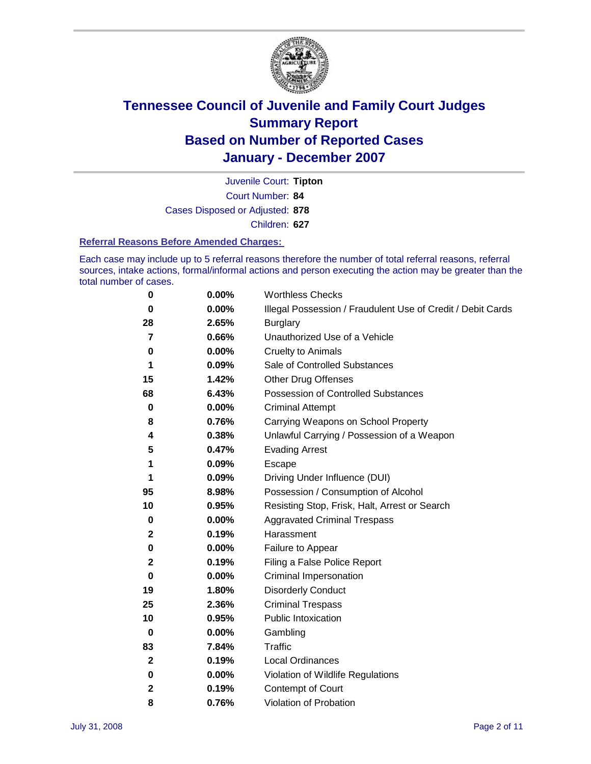# Tennessee Council of Juvenile and Family Court Judges
# Summary Report
# Based on Number of Reported Cases
# January - December 2007

Juvenile Court: **Tipton**
Court Number: **84**
Cases Disposed or Adjusted: **878**
Children: **627**

### Referral Reasons Before Amended Charges:

Each case may include up to 5 referral reasons therefore the number of total referral reasons, referral sources, intake actions, formal/informal actions and person executing the action may be greater than the total number of cases.

| | | |
|---|---|---|
| **0** | **0.00%** | Worthless Checks |
| **0** | **0.00%** | Illegal Possession / Fraudulent Use of Credit / Debit Cards |
| **28** | **2.65%** | Burglary |
| **7** | **0.66%** | Unauthorized Use of a Vehicle |
| **0** | **0.00%** | Cruelty to Animals |
| **1** | **0.09%** | Sale of Controlled Substances |
| **15** | **1.42%** | Other Drug Offenses |
| **68** | **6.43%** | Possession of Controlled Substances |
| **0** | **0.00%** | Criminal Attempt |
| **8** | **0.76%** | Carrying Weapons on School Property |
| **4** | **0.38%** | Unlawful Carrying / Possession of a Weapon |
| **5** | **0.47%** | Evading Arrest |
| **1** | **0.09%** | Escape |
| **1** | **0.09%** | Driving Under Influence (DUI) |
| **95** | **8.98%** | Possession / Consumption of Alcohol |
| **10** | **0.95%** | Resisting Stop, Frisk, Halt, Arrest or Search |
| **0** | **0.00%** | Aggravated Criminal Trespass |
| **2** | **0.19%** | Harassment |
| **0** | **0.00%** | Failure to Appear |
| **2** | **0.19%** | Filing a False Police Report |
| **0** | **0.00%** | Criminal Impersonation |
| **19** | **1.80%** | Disorderly Conduct |
| **25** | **2.36%** | Criminal Trespass |
| **10** | **0.95%** | Public Intoxication |
| **0** | **0.00%** | Gambling |
| **83** | **7.84%** | Traffic |
| **2** | **0.19%** | Local Ordinances |
| **0** | **0.00%** | Violation of Wildlife Regulations |
| **2** | **0.19%** | Contempt of Court |
| **8** | **0.76%** | Violation of Probation |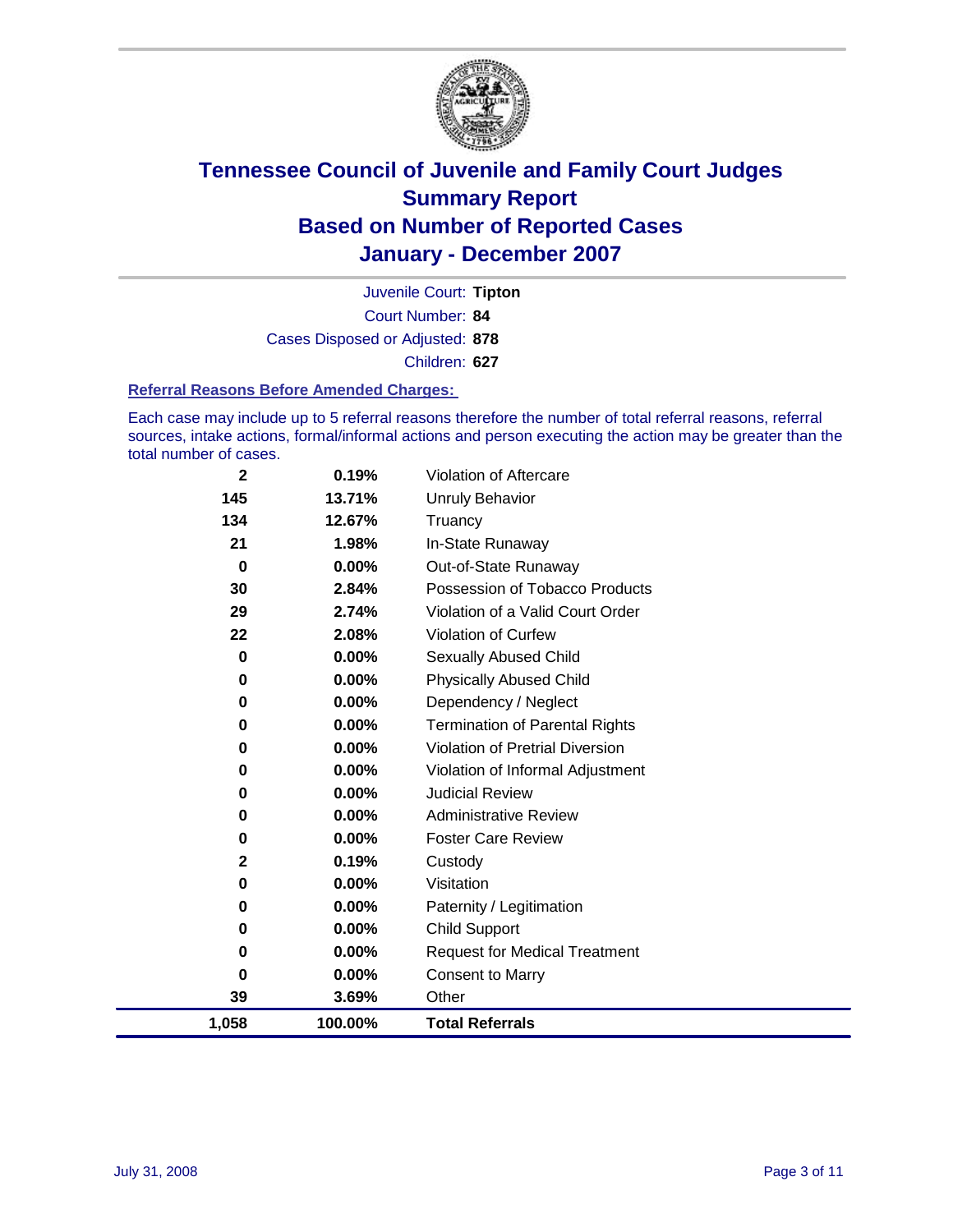# Tennessee Council of Juvenile and Family Court Judges
## Summary Report
## Based on Number of Reported Cases
## January - December 2007

Juvenile Court: **Tipton**

Court Number: **84**

Cases Disposed or Adjusted: **878**

Children: **627**

### Referral Reasons Before Amended Charges:

Each case may include up to 5 referral reasons therefore the number of total referral reasons, referral sources, intake actions, formal/informal actions and person executing the action may be greater than the total number of cases.

| | | |
|---|---|---|
| 2 | 0.19% | Violation of Aftercare |
| 145 | 13.71% | Unruly Behavior |
| 134 | 12.67% | Truancy |
| 21 | 1.98% | In-State Runaway |
| 0 | 0.00% | Out-of-State Runaway |
| 30 | 2.84% | Possession of Tobacco Products |
| 29 | 2.74% | Violation of a Valid Court Order |
| 22 | 2.08% | Violation of Curfew |
| 0 | 0.00% | Sexually Abused Child |
| 0 | 0.00% | Physically Abused Child |
| 0 | 0.00% | Dependency / Neglect |
| 0 | 0.00% | Termination of Parental Rights |
| 0 | 0.00% | Violation of Pretrial Diversion |
| 0 | 0.00% | Violation of Informal Adjustment |
| 0 | 0.00% | Judicial Review |
| 0 | 0.00% | Administrative Review |
| 0 | 0.00% | Foster Care Review |
| 2 | 0.19% | Custody |
| 0 | 0.00% | Visitation |
| 0 | 0.00% | Paternity / Legitimation |
| 0 | 0.00% | Child Support |
| 0 | 0.00% | Request for Medical Treatment |
| 0 | 0.00% | Consent to Marry |
| 39 | 3.69% | Other |
| **1,058** | **100.00%** | **Total Referrals** |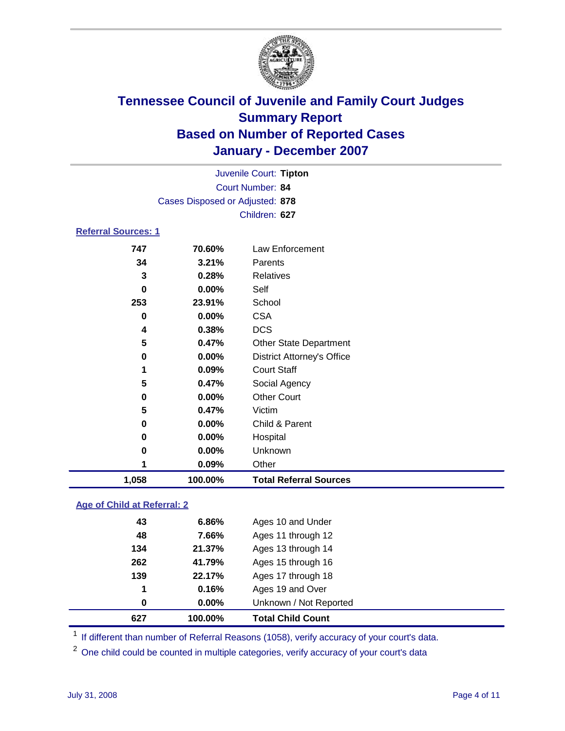# Tennessee Council of Juvenile and Family Court Judges
## Summary Report
## Based on Number of Reported Cases
## January - December 2007

Juvenile Court: **Tipton**
Court Number: **84**
Cases Disposed or Adjusted: **878**
Children: **627**

### Referral Sources: 1

| | | |
|---|---|---|
| 747 | 70.60% | Law Enforcement |
| 34 | 3.21% | Parents |
| 3 | 0.28% | Relatives |
| 0 | 0.00% | Self |
| 253 | 23.91% | School |
| 0 | 0.00% | CSA |
| 4 | 0.38% | DCS |
| 5 | 0.47% | Other State Department |
| 0 | 0.00% | District Attorney's Office |
| 1 | 0.09% | Court Staff |
| 5 | 0.47% | Social Agency |
| 0 | 0.00% | Other Court |
| 5 | 0.47% | Victim |
| 0 | 0.00% | Child & Parent |
| 0 | 0.00% | Hospital |
| 0 | 0.00% | Unknown |
| 1 | 0.09% | Other |
| **1,058** | **100.00%** | **Total Referral Sources** |

### Age of Child at Referral: 2

| | | |
|---|---|---|
| 43 | 6.86% | Ages 10 and Under |
| 48 | 7.66% | Ages 11 through 12 |
| 134 | 21.37% | Ages 13 through 14 |
| 262 | 41.79% | Ages 15 through 16 |
| 139 | 22.17% | Ages 17 through 18 |
| 1 | 0.16% | Ages 19 and Over |
| 0 | 0.00% | Unknown / Not Reported |
| **627** | **100.00%** | **Total Child Count** |

[1] If different than number of Referral Reasons (1058), verify accuracy of your court's data.

[2] One child could be counted in multiple categories, verify accuracy of your court's data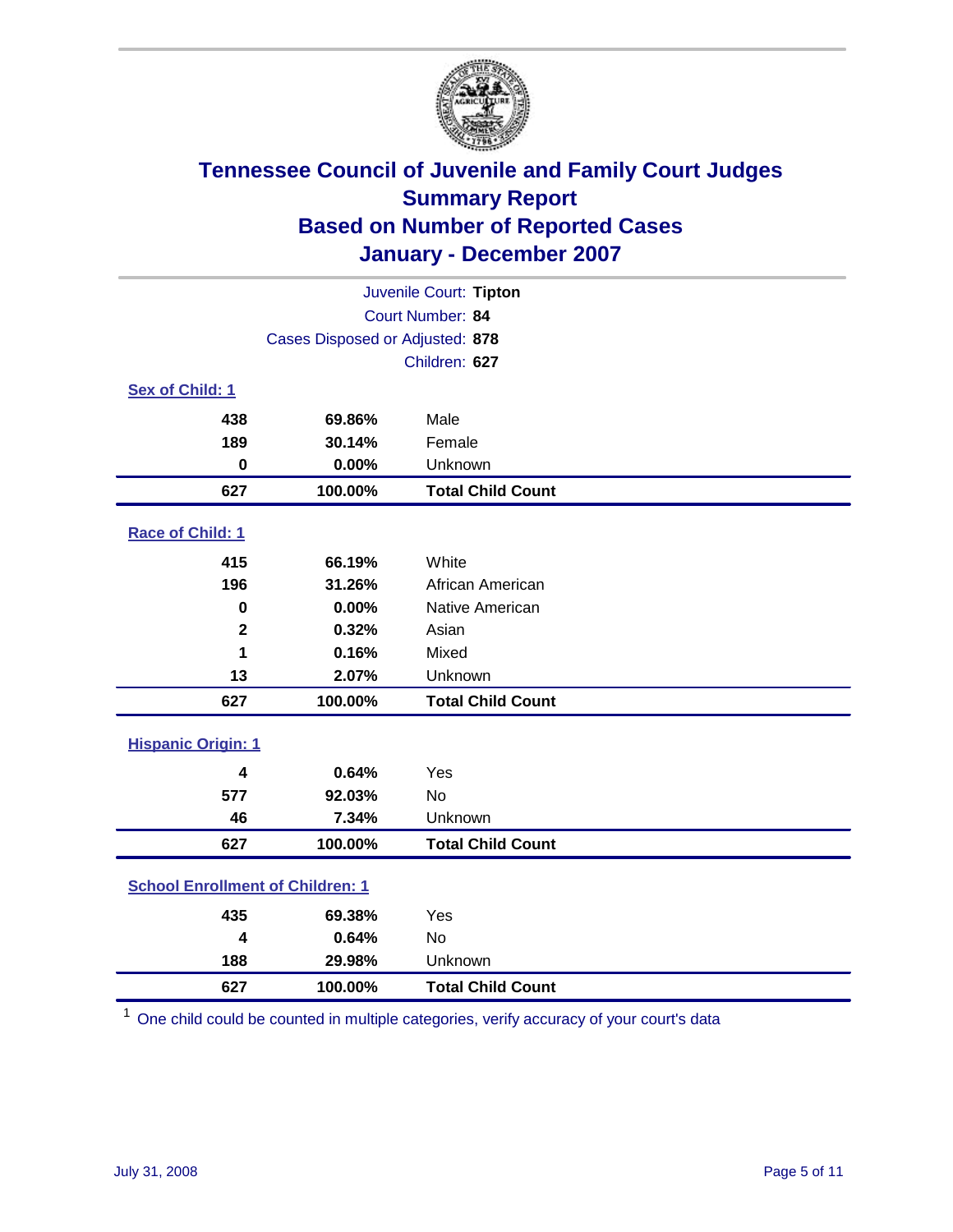# Tennessee Council of Juvenile and Family Court Judges
## Summary Report
## Based on Number of Reported Cases
## January - December 2007

Juvenile Court: **Tipton**
Court Number: **84**
Cases Disposed or Adjusted: **878**
Children: **627**

### Sex of Child: [1]

| Count | Percent | Category |
|---|---|---|
| 438 | 69.86% | Male |
| 189 | 30.14% | Female |
| 0 | 0.00% | Unknown |
| **627** | **100.00%** | **Total Child Count** |

### Race of Child: [1]

| Count | Percent | Category |
|---|---|---|
| 415 | 66.19% | White |
| 196 | 31.26% | African American |
| 0 | 0.00% | Native American |
| 2 | 0.32% | Asian |
| 1 | 0.16% | Mixed |
| 13 | 2.07% | Unknown |
| **627** | **100.00%** | **Total Child Count** |

### Hispanic Origin: [1]

| Count | Percent | Category |
|---|---|---|
| 4 | 0.64% | Yes |
| 577 | 92.03% | No |
| 46 | 7.34% | Unknown |
| **627** | **100.00%** | **Total Child Count** |

### School Enrollment of Children: [1]

| Count | Percent | Category |
|---|---|---|
| 435 | 69.38% | Yes |
| 4 | 0.64% | No |
| 188 | 29.98% | Unknown |
| **627** | **100.00%** | **Total Child Count** |

[1] One child could be counted in multiple categories, verify accuracy of your court's data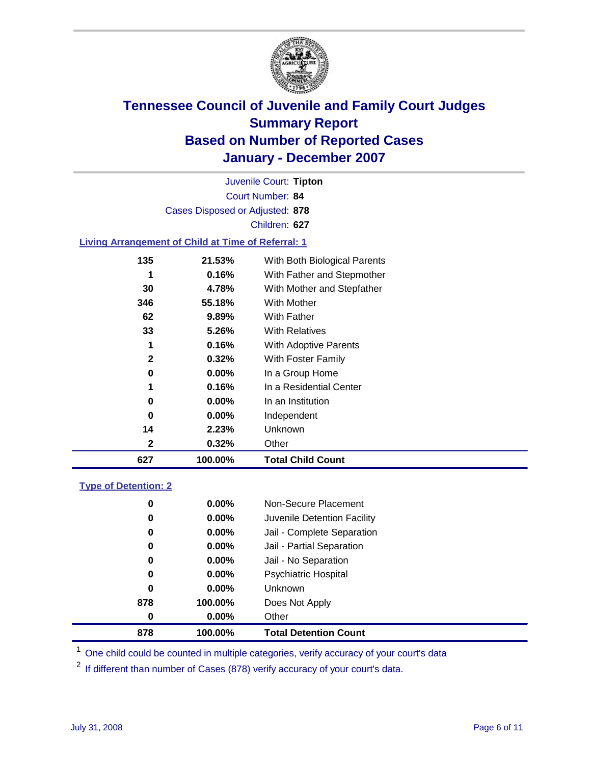# Tennessee Council of Juvenile and Family Court Judges
## Summary Report
## Based on Number of Reported Cases
## January - December 2007

Juvenile Court: **Tipton**
Court Number: **84**
Cases Disposed or Adjusted: **878**
Children: **627**

### Living Arrangement of Child at Time of Referral: 1

| Count | Percent | Category |
|---|---|---|
| 135 | 21.53% | With Both Biological Parents |
| 1 | 0.16% | With Father and Stepmother |
| 30 | 4.78% | With Mother and Stepfather |
| 346 | 55.18% | With Mother |
| 62 | 9.89% | With Father |
| 33 | 5.26% | With Relatives |
| 1 | 0.16% | With Adoptive Parents |
| 2 | 0.32% | With Foster Family |
| 0 | 0.00% | In a Group Home |
| 1 | 0.16% | In a Residential Center |
| 0 | 0.00% | In an Institution |
| 0 | 0.00% | Independent |
| 14 | 2.23% | Unknown |
| 2 | 0.32% | Other |
| **627** | **100.00%** | **Total Child Count** |

### Type of Detention: 2

| Count | Percent | Category |
|---|---|---|
| 0 | 0.00% | Non-Secure Placement |
| 0 | 0.00% | Juvenile Detention Facility |
| 0 | 0.00% | Jail - Complete Separation |
| 0 | 0.00% | Jail - Partial Separation |
| 0 | 0.00% | Jail - No Separation |
| 0 | 0.00% | Psychiatric Hospital |
| 0 | 0.00% | Unknown |
| 878 | 100.00% | Does Not Apply |
| 0 | 0.00% | Other |
| **878** | **100.00%** | **Total Detention Count** |

[1] One child could be counted in multiple categories, verify accuracy of your court's data

[2] If different than number of Cases (878) verify accuracy of your court's data.

July 31, 2008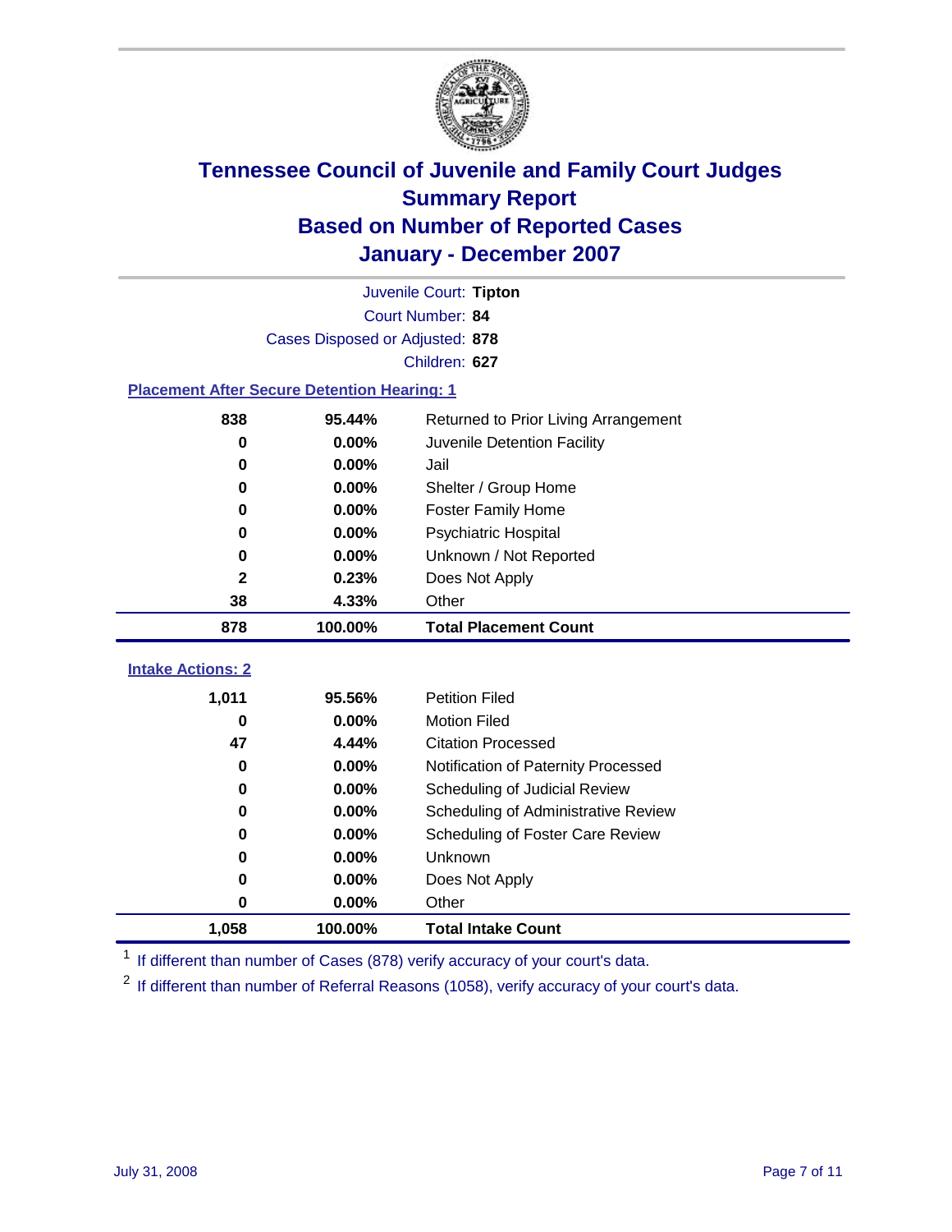# Tennessee Council of Juvenile and Family Court Judges
## Summary Report
## Based on Number of Reported Cases
## January - December 2007

Juvenile Court: **Tipton**
Court Number: **84**
Cases Disposed or Adjusted: **878**
Children: **627**

### Placement After Secure Detention Hearing: 1

| Count | Percent | Placement |
|---|---|---|
| 838 | 95.44% | Returned to Prior Living Arrangement |
| 0 | 0.00% | Juvenile Detention Facility |
| 0 | 0.00% | Jail |
| 0 | 0.00% | Shelter / Group Home |
| 0 | 0.00% | Foster Family Home |
| 0 | 0.00% | Psychiatric Hospital |
| 0 | 0.00% | Unknown / Not Reported |
| 2 | 0.23% | Does Not Apply |
| 38 | 4.33% | Other |
| **878** | **100.00%** | **Total Placement Count** |

### Intake Actions: 2

| Count | Percent | Intake Action |
|---|---|---|
| 1,011 | 95.56% | Petition Filed |
| 0 | 0.00% | Motion Filed |
| 47 | 4.44% | Citation Processed |
| 0 | 0.00% | Notification of Paternity Processed |
| 0 | 0.00% | Scheduling of Judicial Review |
| 0 | 0.00% | Scheduling of Administrative Review |
| 0 | 0.00% | Scheduling of Foster Care Review |
| 0 | 0.00% | Unknown |
| 0 | 0.00% | Does Not Apply |
| 0 | 0.00% | Other |
| **1,058** | **100.00%** | **Total Intake Count** |

[1] If different than number of Cases (878) verify accuracy of your court's data.

[2] If different than number of Referral Reasons (1058), verify accuracy of your court's data.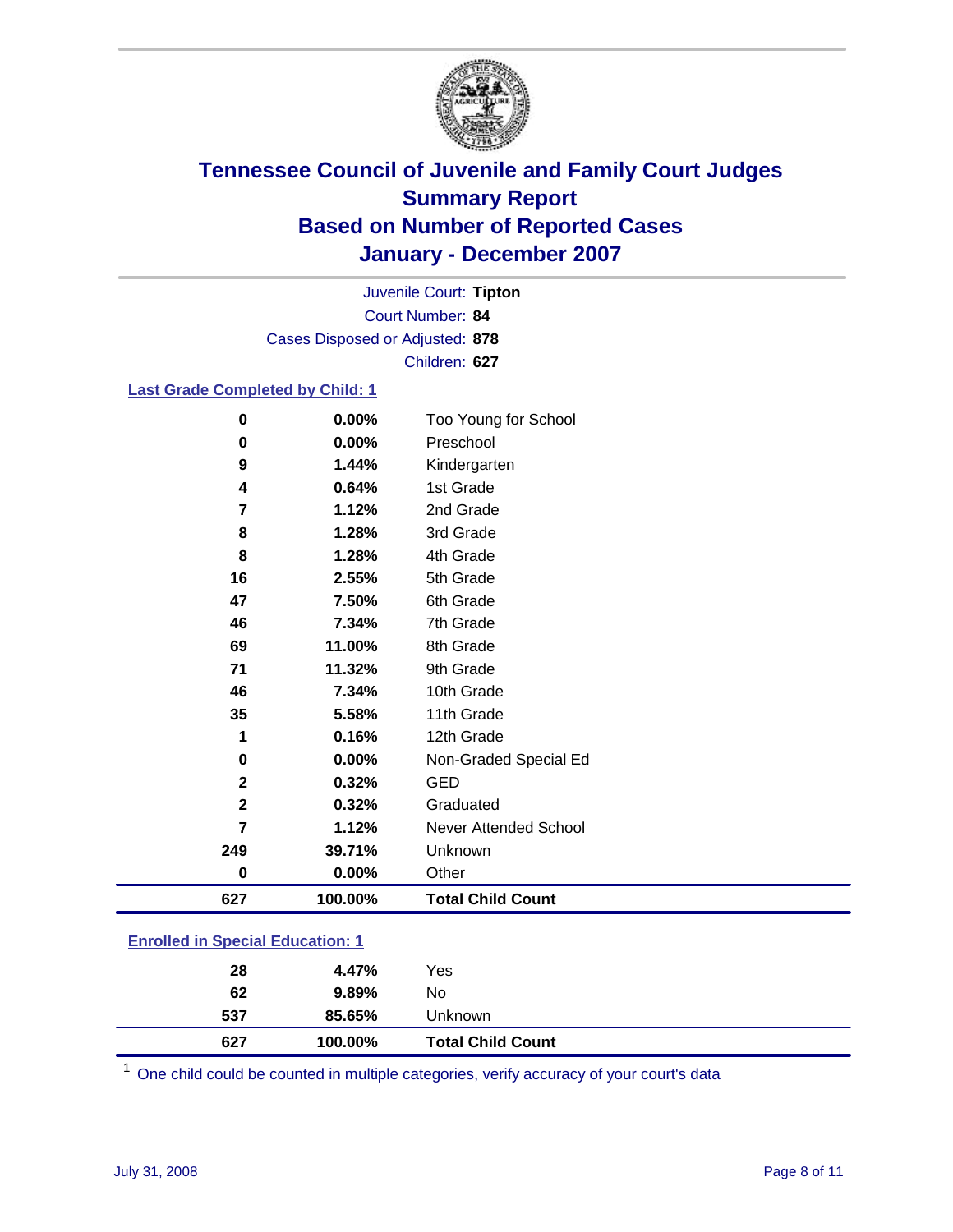# Tennessee Council of Juvenile and Family Court Judges
# Summary Report
# Based on Number of Reported Cases
# January - December 2007

Juvenile Court: **Tipton**
Court Number: **84**
Cases Disposed or Adjusted: **878**
Children: **627**

### Last Grade Completed by Child: 1

| | | |
|---|---|---|
| 0 | 0.00% | Too Young for School |
| 0 | 0.00% | Preschool |
| 9 | 1.44% | Kindergarten |
| 4 | 0.64% | 1st Grade |
| 7 | 1.12% | 2nd Grade |
| 8 | 1.28% | 3rd Grade |
| 8 | 1.28% | 4th Grade |
| 16 | 2.55% | 5th Grade |
| 47 | 7.50% | 6th Grade |
| 46 | 7.34% | 7th Grade |
| 69 | 11.00% | 8th Grade |
| 71 | 11.32% | 9th Grade |
| 46 | 7.34% | 10th Grade |
| 35 | 5.58% | 11th Grade |
| 1 | 0.16% | 12th Grade |
| 0 | 0.00% | Non-Graded Special Ed |
| 2 | 0.32% | GED |
| 2 | 0.32% | Graduated |
| 7 | 1.12% | Never Attended School |
| 249 | 39.71% | Unknown |
| 0 | 0.00% | Other |
| **627** | **100.00%** | **Total Child Count** |

### Enrolled in Special Education: 1

| | | |
|---|---|---|
| 28 | 4.47% | Yes |
| 62 | 9.89% | No |
| 537 | 85.65% | Unknown |
| **627** | **100.00%** | **Total Child Count** |

[1] One child could be counted in multiple categories, verify accuracy of your court's data

July 31, 2008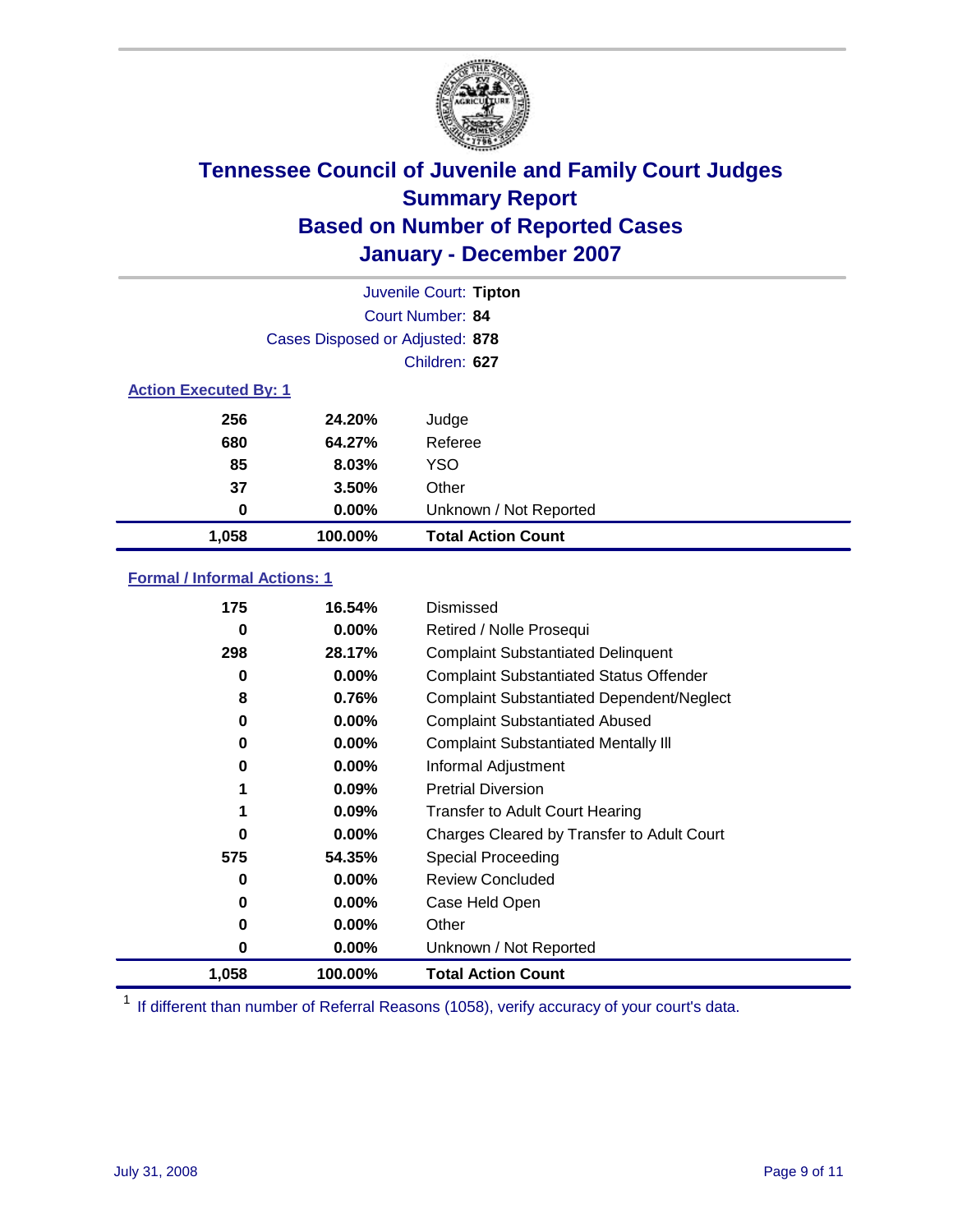# Tennessee Council of Juvenile and Family Court Judges
## Summary Report
## Based on Number of Reported Cases
## January - December 2007

Juvenile Court: **Tipton**
Court Number: **84**
Cases Disposed or Adjusted: **878**
Children: **627**

### Action Executed By: 1

| Count | Percent | Action |
|---|---|---|
| 256 | 24.20% | Judge |
| 680 | 64.27% | Referee |
| 85 | 8.03% | YSO |
| 37 | 3.50% | Other |
| 0 | 0.00% | Unknown / Not Reported |
| **1,058** | **100.00%** | **Total Action Count** |

### Formal / Informal Actions: 1

| Count | Percent | Action |
|---|---|---|
| 175 | 16.54% | Dismissed |
| 0 | 0.00% | Retired / Nolle Prosequi |
| 298 | 28.17% | Complaint Substantiated Delinquent |
| 0 | 0.00% | Complaint Substantiated Status Offender |
| 8 | 0.76% | Complaint Substantiated Dependent/Neglect |
| 0 | 0.00% | Complaint Substantiated Abused |
| 0 | 0.00% | Complaint Substantiated Mentally Ill |
| 0 | 0.00% | Informal Adjustment |
| 1 | 0.09% | Pretrial Diversion |
| 1 | 0.09% | Transfer to Adult Court Hearing |
| 0 | 0.00% | Charges Cleared by Transfer to Adult Court |
| 575 | 54.35% | Special Proceeding |
| 0 | 0.00% | Review Concluded |
| 0 | 0.00% | Case Held Open |
| 0 | 0.00% | Other |
| 0 | 0.00% | Unknown / Not Reported |
| **1,058** | **100.00%** | **Total Action Count** |

[1] If different than number of Referral Reasons (1058), verify accuracy of your court's data.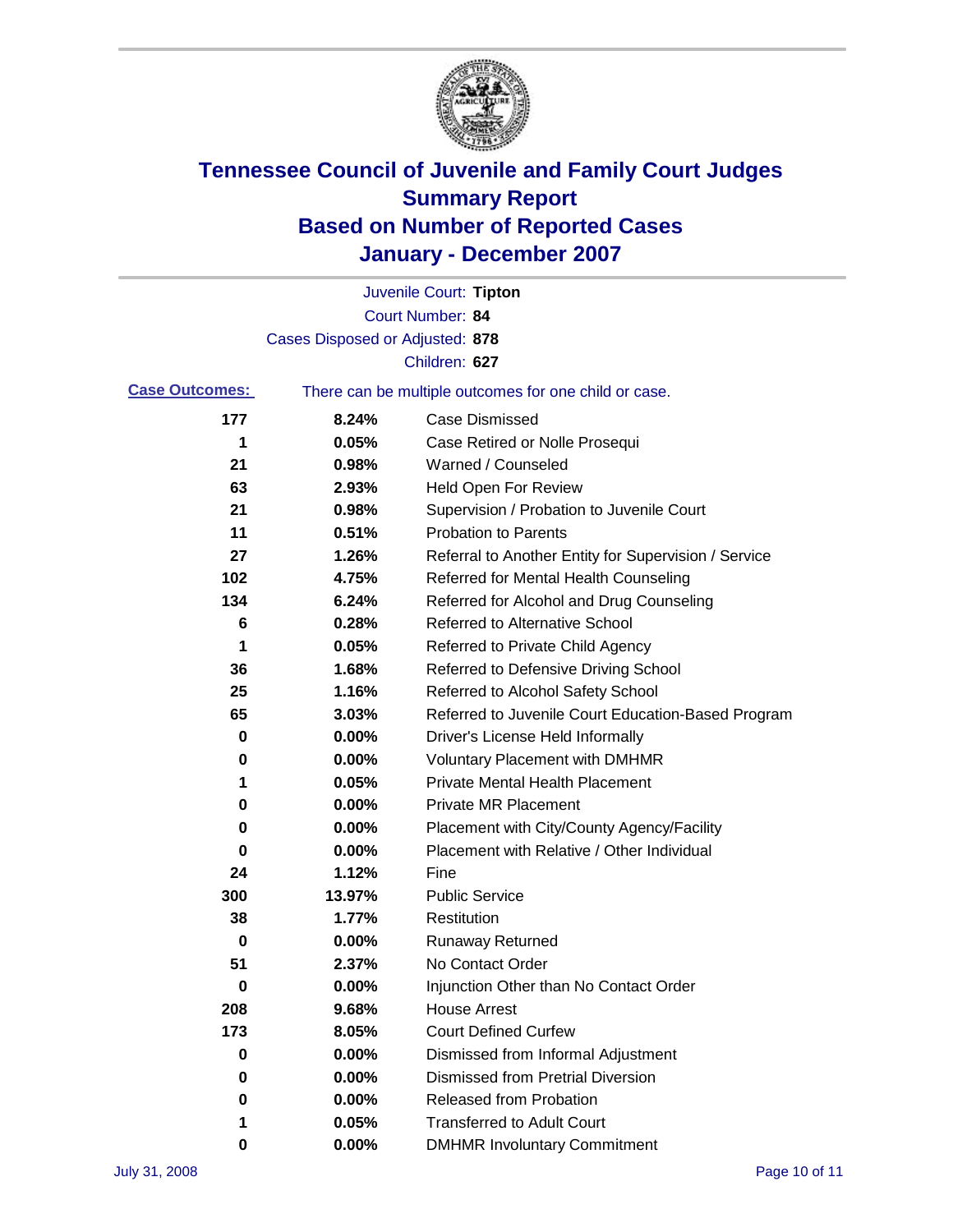# Tennessee Council of Juvenile and Family Court Judges
## Summary Report
## Based on Number of Reported Cases
## January - December 2007

Juvenile Court: **Tipton**
Court Number: **84**
Cases Disposed or Adjusted: **878**
Children: **627**

**Case Outcomes:** There can be multiple outcomes for one child or case.

| Count | Percent | Outcome |
|---|---|---|
| 177 | 8.24% | Case Dismissed |
| 1 | 0.05% | Case Retired or Nolle Prosequi |
| 21 | 0.98% | Warned / Counseled |
| 63 | 2.93% | Held Open For Review |
| 21 | 0.98% | Supervision / Probation to Juvenile Court |
| 11 | 0.51% | Probation to Parents |
| 27 | 1.26% | Referral to Another Entity for Supervision / Service |
| 102 | 4.75% | Referred for Mental Health Counseling |
| 134 | 6.24% | Referred for Alcohol and Drug Counseling |
| 6 | 0.28% | Referred to Alternative School |
| 1 | 0.05% | Referred to Private Child Agency |
| 36 | 1.68% | Referred to Defensive Driving School |
| 25 | 1.16% | Referred to Alcohol Safety School |
| 65 | 3.03% | Referred to Juvenile Court Education-Based Program |
| 0 | 0.00% | Driver's License Held Informally |
| 0 | 0.00% | Voluntary Placement with DMHMR |
| 1 | 0.05% | Private Mental Health Placement |
| 0 | 0.00% | Private MR Placement |
| 0 | 0.00% | Placement with City/County Agency/Facility |
| 0 | 0.00% | Placement with Relative / Other Individual |
| 24 | 1.12% | Fine |
| 300 | 13.97% | Public Service |
| 38 | 1.77% | Restitution |
| 0 | 0.00% | Runaway Returned |
| 51 | 2.37% | No Contact Order |
| 0 | 0.00% | Injunction Other than No Contact Order |
| 208 | 9.68% | House Arrest |
| 173 | 8.05% | Court Defined Curfew |
| 0 | 0.00% | Dismissed from Informal Adjustment |
| 0 | 0.00% | Dismissed from Pretrial Diversion |
| 0 | 0.00% | Released from Probation |
| 1 | 0.05% | Transferred to Adult Court |
| 0 | 0.00% | DMHMR Involuntary Commitment |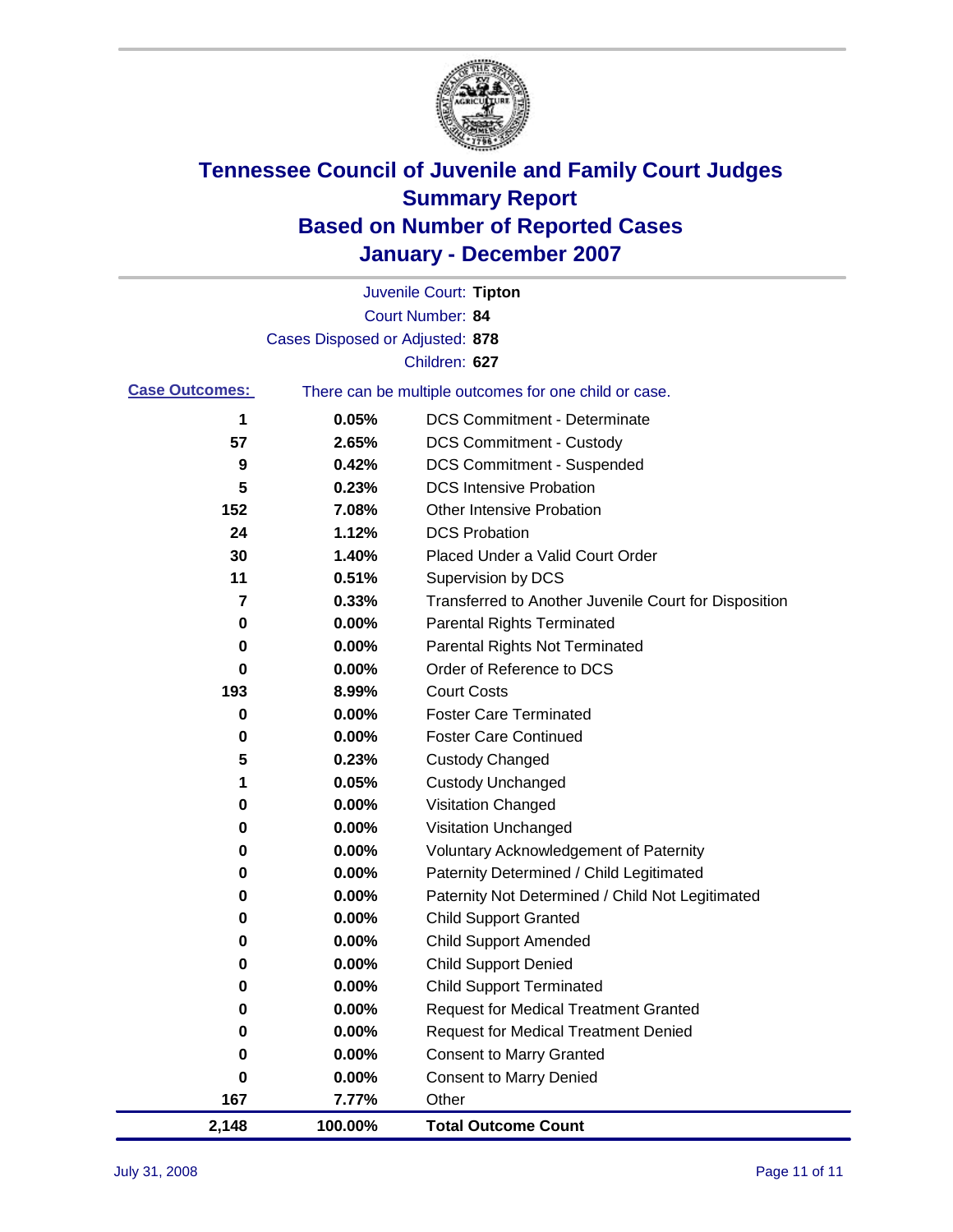# Tennessee Council of Juvenile and Family Court Judges
# Summary Report
# Based on Number of Reported Cases
# January - December 2007

Juvenile Court: **Tipton**

Court Number: **84**

Cases Disposed or Adjusted: **878**

Children: **627**

**Case Outcomes:** There can be multiple outcomes for one child or case.

| | | |
|---|---|---|
| 1 | 0.05% | DCS Commitment - Determinate |
| 57 | 2.65% | DCS Commitment - Custody |
| 9 | 0.42% | DCS Commitment - Suspended |
| 5 | 0.23% | DCS Intensive Probation |
| 152 | 7.08% | Other Intensive Probation |
| 24 | 1.12% | DCS Probation |
| 30 | 1.40% | Placed Under a Valid Court Order |
| 11 | 0.51% | Supervision by DCS |
| 7 | 0.33% | Transferred to Another Juvenile Court for Disposition |
| 0 | 0.00% | Parental Rights Terminated |
| 0 | 0.00% | Parental Rights Not Terminated |
| 0 | 0.00% | Order of Reference to DCS |
| 193 | 8.99% | Court Costs |
| 0 | 0.00% | Foster Care Terminated |
| 0 | 0.00% | Foster Care Continued |
| 5 | 0.23% | Custody Changed |
| 1 | 0.05% | Custody Unchanged |
| 0 | 0.00% | Visitation Changed |
| 0 | 0.00% | Visitation Unchanged |
| 0 | 0.00% | Voluntary Acknowledgement of Paternity |
| 0 | 0.00% | Paternity Determined / Child Legitimated |
| 0 | 0.00% | Paternity Not Determined / Child Not Legitimated |
| 0 | 0.00% | Child Support Granted |
| 0 | 0.00% | Child Support Amended |
| 0 | 0.00% | Child Support Denied |
| 0 | 0.00% | Child Support Terminated |
| 0 | 0.00% | Request for Medical Treatment Granted |
| 0 | 0.00% | Request for Medical Treatment Denied |
| 0 | 0.00% | Consent to Marry Granted |
| 0 | 0.00% | Consent to Marry Denied |
| 167 | 7.77% | Other |
| **2,148** | **100.00%** | **Total Outcome Count** |

July 31, 2008